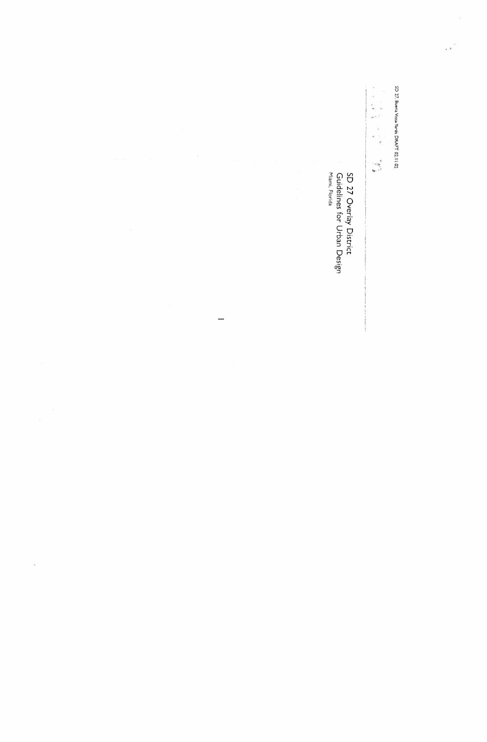SD 27 Buena Vista Yards DRAFT 02.11.02

# SD 27 Overlay District
## Guidelines for Urban Design
Miami, Florida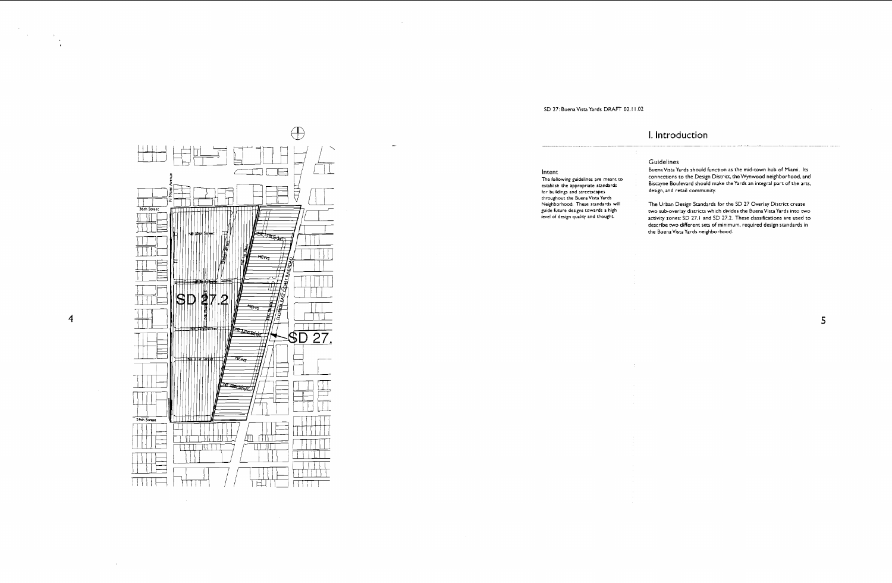## I. Introduction

### Intent

The following guidelines are meant to establish the appropriate standards for buildings and streetscapes throughout the Buena Vista Yards Neighborhood. These standards will guide future designs towards a high level of design quality and thought.

### Guidelines

Buena Vista Yards should function as the mid-town hub of Miami. Its connections to the Design District, the Wynwood neighborhood, and Biscayne Boulevard should make the Yards an integral part of the arts, design, and retail community.

The Urban Design Standards for the SD 27 Overlay District create two sub-overlay districts which divides the Buena Vista Yards into two activity zones: SD 27.1 and SD 27.2. These classifications are used to describe two different sets of minimum, required design standards in the Buena Vista Yards neighborhood.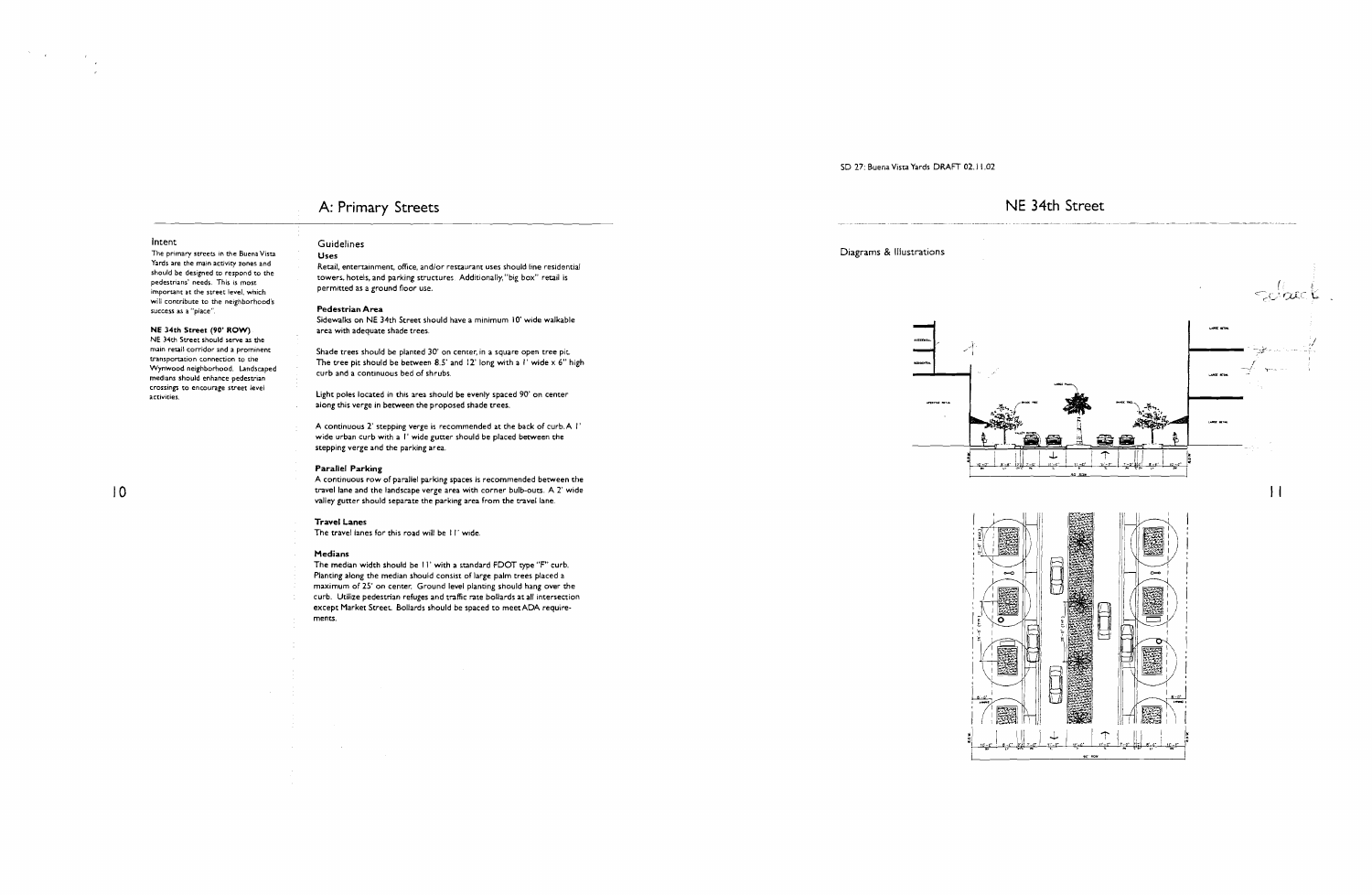## A: Primary Streets

### Intent

The primary streets in the Buena Vista Yards are the main activity zones and should be designed to respond to the pedestrians' needs. This is most important at the street level, which will contribute to the neighborhood's success as a "place".

**NE 34th Street (90' ROW)**

NE 34th Street should serve as the main retail corridor and a prominent transportation connection to the Wynwood neighborhood. Landscaped medians should enhance pedestrian crossings to encourage street level activities.

### Guidelines

**Uses**

Retail, entertainment, office, and/or restaurant uses should line residential towers, hotels, and parking structures. Additionally, "big box" retail is permitted as a ground floor use.

**Pedestrian Area**

Sidewalks on NE 34th Street should have a minimum 10' wide walkable area with adequate shade trees.

Shade trees should be planted 30' on center, in a square open tree pit. The tree pit should be between 8.5' and 12' long with a 1' wide x 6" high curb and a continuous bed of shrubs.

Light poles located in this area should be evenly spaced 90' on center along this verge in between the proposed shade trees.

A continuous 2' stepping verge is recommended at the back of curb. A 1' wide urban curb with a 1' wide gutter should be placed between the stepping verge and the parking area.

**Parallel Parking**

A continuous row of parallel parking spaces is recommended between the travel lane and the landscape verge area with corner bulb-outs. A 2' wide valley gutter should separate the parking area from the travel lane.

**Travel Lanes**

The travel lanes for this road will be 11' wide.

**Medians**

The median width should be 11' with a standard FDOT type "F" curb. Planting along the median should consist of large palm trees placed a maximum of 25' on center. Ground level planting should hang over the curb. Utilize pedestrian refuges and traffic rate bollards at all intersection except Market Street. Bollards should be spaced to meet ADA requirements.

## NE 34th Street

Diagrams & Illustrations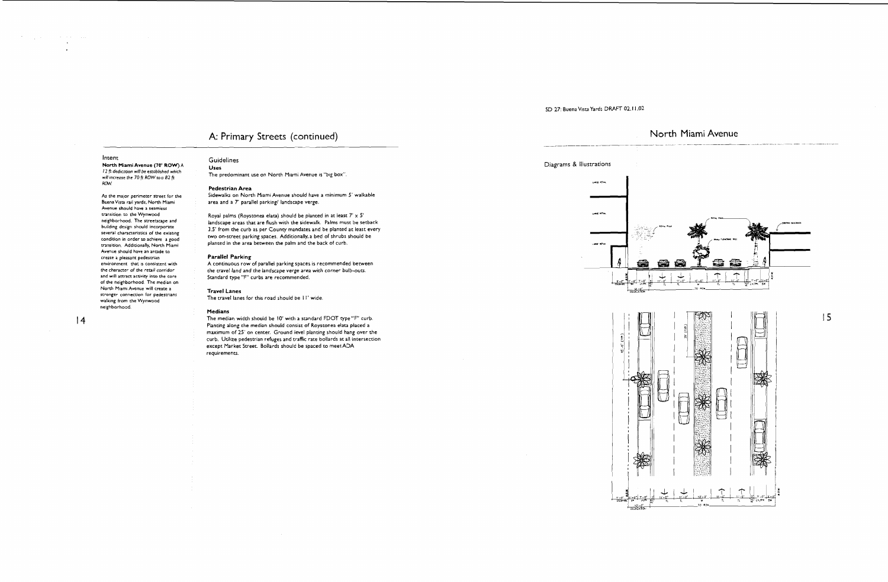# A: Primary Streets (continued)

## Intent

**North Miami Avenue (70' ROW)** A *12 ft dedication will be established which will increase the 70 ft ROW to a 82 ft ROW.*

As the major perimeter street for the Buena Vista rail yards, North Miami Avenue should have a seamless transition to the Wynwood neighborhood. The streetscape and building design should incorporate several characteristics of the existing condition in order to achieve a good transition. Additionally, North Miami Avenue should have an arcade to create a pleasant pedestrian environment that is consistent with the character of the retail corridor and will attract activity into the core of the neighborhood. The median on North Miami Avenue will create a stronger connection for pedestrians walking from the Wynwood neighborhood.

## Guidelines

### Uses

The predominant use on North Miami Avenue is "big box".

### Pedestrian Area

Sidewalks on North Miami Avenue should have a minimum 5' walkable area and a 7' parallel parking/ landscape verge.

Royal palms (Roystonea elata) should be planted in at least 7' x 5' landscape areas that are flush with the sidewalk. Palms must be setback 3.5' from the curb as per County mandates and be planted at least every two on-street parking spaces. Additionally, a bed of shrubs should be planted in the area between the palm and the back of curb.

### Parallel Parking

A continuous row of parallel parking spaces is recommended between the travel land and the landscape verge area with corner bulb-outs. Standard type "F" curbs are recommended.

### Travel Lanes

The travel lanes for this road should be 11' wide.

### Medians

The median width should be 10' with a standard FDOT type "F" curb. Planting along the median should consist of Roystonea elata placed a maximum of 25' on center. Ground level planting should hang over the curb. Utilize pedestrian refuges and traffic rate bollards at all intersection except Market Street. Bollards should be spaced to meet ADA requirements.

# North Miami Avenue

## Diagrams & Illustrations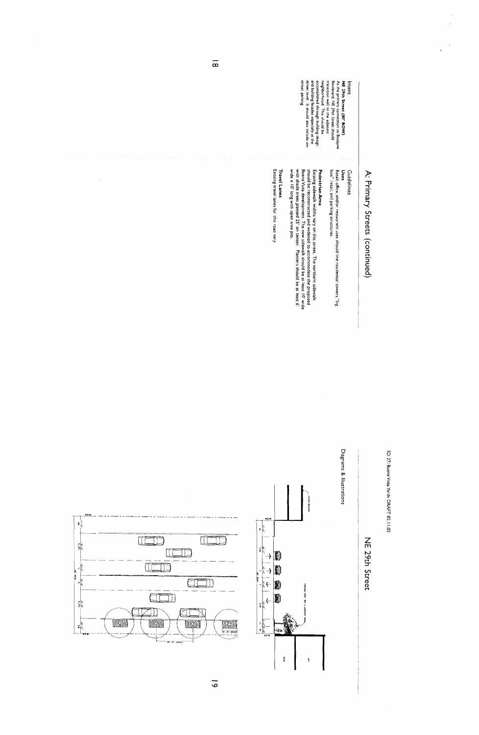# A: Primary Streets (continued)

## NE 29th Street

### Intent

**NE 29th Street (80' ROW)**

As the primary connection to Biscayne Boulevard, NE 29th Street should transition well to the adjacent neighborhood. This should be accomplished through building design and building facades especially at the street level. It should also include on-street parking.

### Guidelines

**Uses**

Retail, office, and/or restaurant uses should line residential towers, "big box" retail, and parking structures.

**Pedestrian Area**

Existing sidewalk widths vary on this street. The northern sidewalk should be reconstructed and widened to accommodate the proposed Buena Vista development. The new sidewalk should be at least 10' wide with shade trees planted 25' on center. Planters should be at least 6' wide x 10' long with open tree pits.

**Travel Lanes**

Existing travel lanes for this road vary.

### Diagrams & Illustrations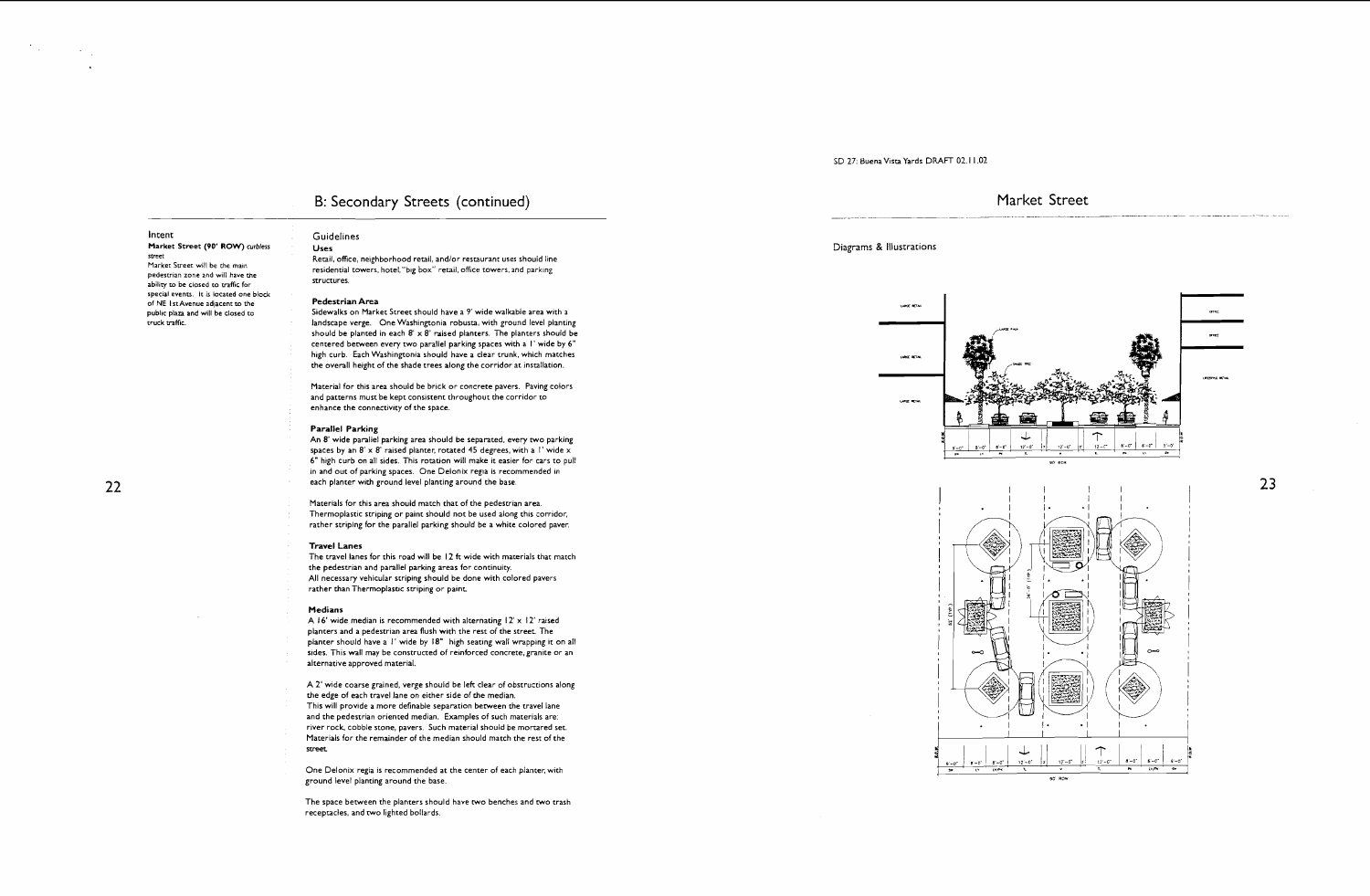## B: Secondary Streets (continued)

### Intent

**Market Street (90' ROW)** *curbless street*

Market Street will be the main pedestrian zone and will have the ability to be closed to traffic for special events. It is located one block of NE 1st Avenue adjacent to the public plaza and will be closed to truck traffic.

### Guidelines

**Uses**

Retail, office, neighborhood retail, and/or restaurant uses should line residential towers, hotel, "big box" retail, office towers, and parking structures.

**Pedestrian Area**

Sidewalks on Market Street should have a 9' wide walkable area with a landscape verge. One Washingtonia robusta, with ground level planting should be planted in each 8' x 8' raised planters. The planters should be centered between every two parallel parking spaces with a 1' wide by 6" high curb. Each Washingtonia should have a clear trunk, which matches the overall height of the shade trees along the corridor at installation.

Material for this area should be brick or concrete pavers. Paving colors and patterns must be kept consistent throughout the corridor to enhance the connectivity of the space.

**Parallel Parking**

An 8' wide parallel parking area should be separated, every two parking spaces by an 8' x 8' raised planter, rotated 45 degrees, with a 1' wide x 6" high curb on all sides. This rotation will make it easier for cars to pull in and out of parking spaces. One Delonix regia is recommended in each planter with ground level planting around the base.

Materials for this area should match that of the pedestrian area. Thermoplastic striping or paint should not be used along this corridor, rather striping for the parallel parking should be a white colored paver.

**Travel Lanes**

The travel lanes for this road will be 12 ft wide with materials that match the pedestrian and parallel parking areas for continuity.

All necessary vehicular striping should be done with colored pavers rather than Thermoplastic striping or paint.

**Medians**

A 16' wide median is recommended with alternating 12' x 12' raised planters and a pedestrian area flush with the rest of the street. The planter should have a 1' wide by 18" high seating wall wrapping it on all sides. This wall may be constructed of reinforced concrete, granite or an alternative approved material.

A 2' wide coarse grained, verge should be left clear of obstructions along the edge of each travel lane on either side of the median. This will provide a more definable separation between the travel lane and the pedestrian oriented median. Examples of such materials are: river rock, cobble stone, pavers. Such material should be mortared set. Materials for the remainder of the median should match the rest of the street.

One Delonix regia is recommended at the center of each planter, with ground level planting around the base.

The space between the planters should have two benches and two trash receptacles, and two lighted bollards.

SD 27: Buena Vista Yards DRAFT 02.11.02

## Market Street

Diagrams & Illustrations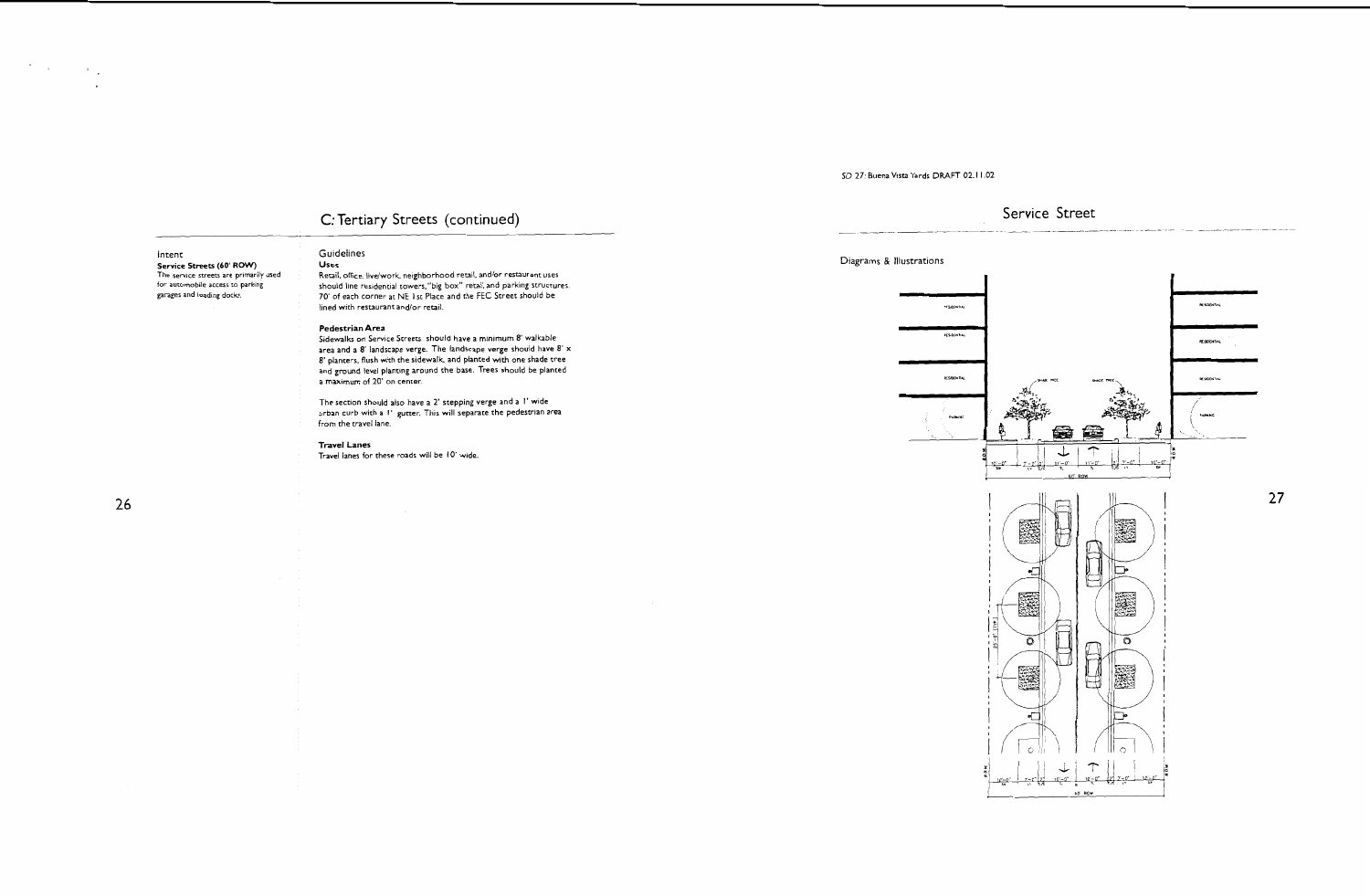# C: Tertiary Streets (continued)

## Intent

**Service Streets (60' ROW)**
The service streets are primarily used for automobile access to parking garages and loading docks.

## Guidelines

**Uses**
Retail, office, live/work, neighborhood retail, and/or restaurant uses should line residential towers, "big box" retail, and parking structures. 70' of each corner at NE 1st Place and the FEC Street should be lined with restaurant and/or retail.

**Pedestrian Area**
Sidewalks on Service Streets should have a minimum 8' walkable area and a 8' landscape verge. The landscape verge should have 8' x 8' planters, flush with the sidewalk, and planted with one shade tree and ground level planting around the base. Trees should be planted a maximum of 20' on center.

The section should also have a 2' stepping verge and a 1' wide urban curb with a 1' gutter. This will separate the pedestrian area from the travel lane.

**Travel Lanes**
Travel lanes for these roads will be 10' wide.

# Service Street

Diagrams & Illustrations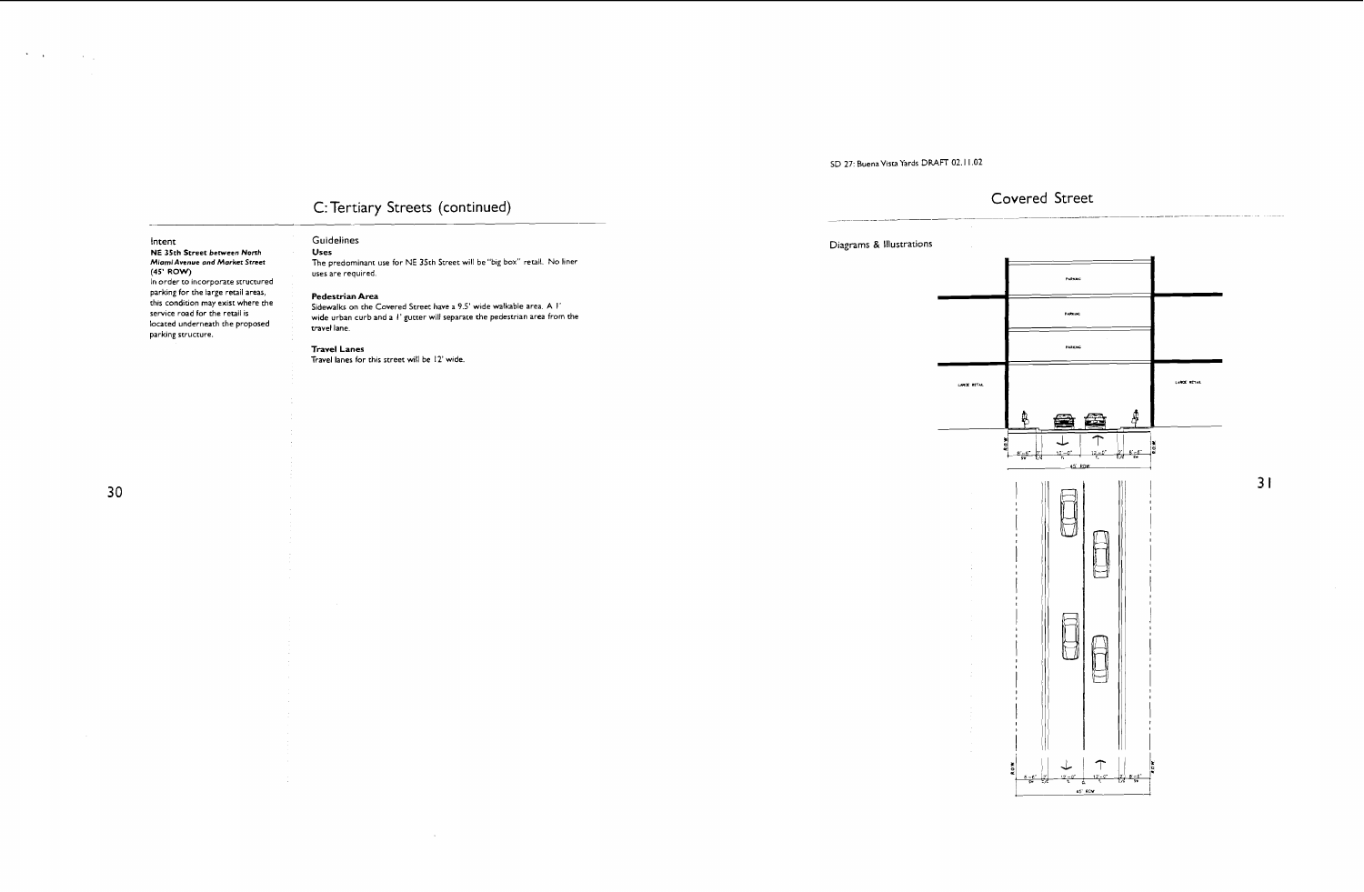## C: Tertiary Streets (continued)

### Intent

**NE 35th Street *between North Miami Avenue and Market Street* (45' ROW)**

In order to incorporate structured parking for the large retail areas, this condition may exist where the service road for the retail is located underneath the proposed parking structure.

### Guidelines

**Uses**

The predominant use for NE 35th Street will be "big box" retail. No liner uses are required.

**Pedestrian Area**

Sidewalks on the Covered Street have a 9.5' wide walkable area. A 1' wide urban curb and a 1' gutter will separate the pedestrian area from the travel lane.

**Travel Lanes**

Travel lanes for this street will be 12' wide.

## Covered Street

Diagrams & Illustrations

PARKING

PARKING

PARKING

LARGE RETAIL

LARGE RETAIL

ROW | 8'-6" | 2' | 12'-0" | 12'-0" | 2' | 8'-6" | ROW

45' ROW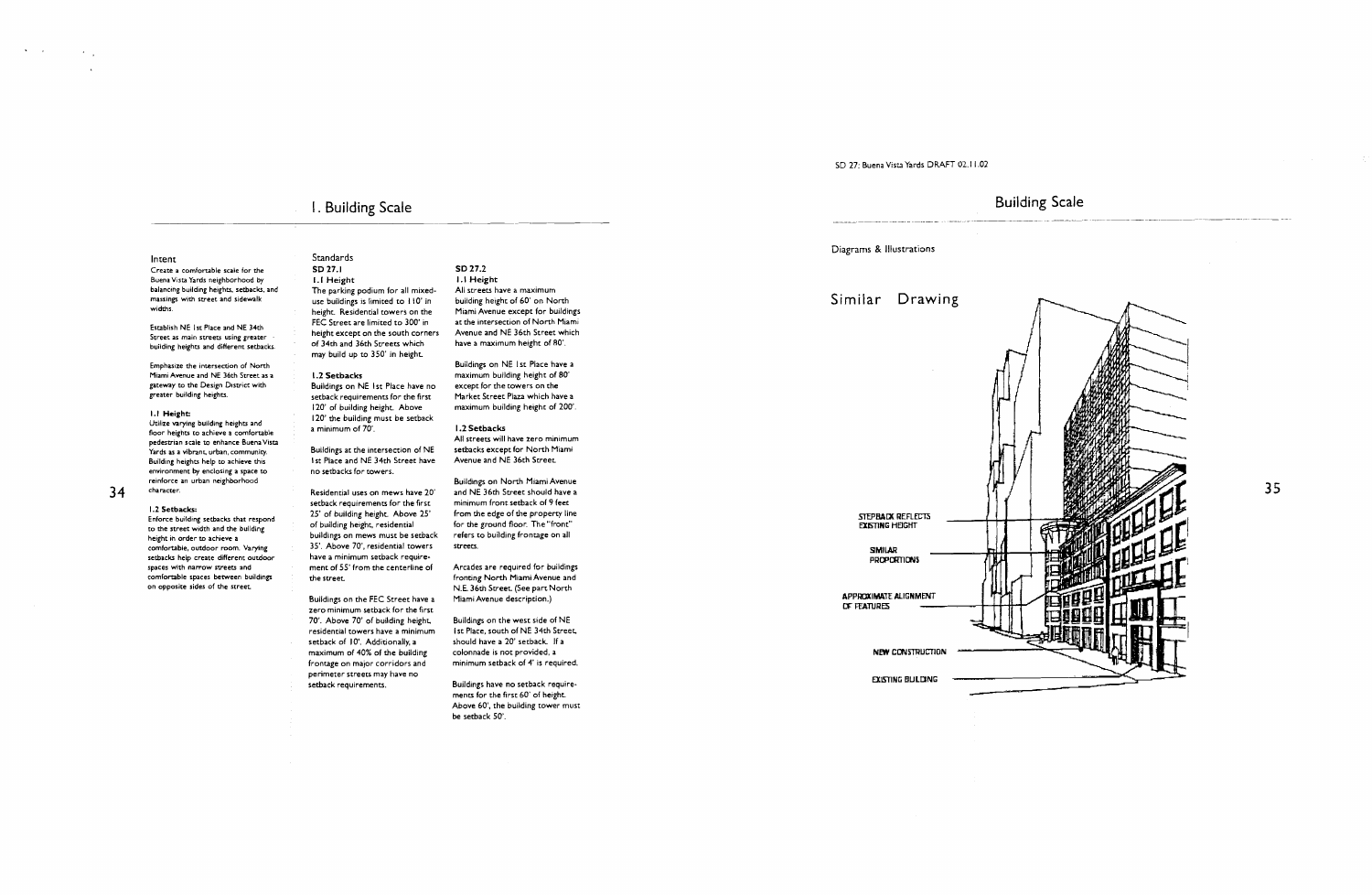# 1. Building Scale

## Intent

Create a comfortable scale for the Buena Vista Yards neighborhood by balancing building heights, setbacks, and massings with street and sidewalk widths.

Establish NE 1st Place and NE 34th Street as main streets using greater building heights and different setbacks.

Emphasize the intersection of North Miami Avenue and NE 36th Street as a gateway to the Design District with greater building heights.

**1.1 Height:**
Utilize varying building heights and floor heights to achieve a comfortable pedestrian scale to enhance Buena Vista Yards as a vibrant, urban, community. Building heights help to achieve this environment by enclosing a space to reinforce an urban neighborhood character.

**1.2 Setbacks:**
Enforce building setbacks that respond to the street width and the building height in order to achieve a comfortable, outdoor room. Varying setbacks help create different outdoor spaces with narrow streets and comfortable spaces between buildings on opposite sides of the street.

## Standards

### SD 27.1

**1.1 Height**
The parking podium for all mixed-use buildings is limited to 110' in height. Residential towers on the FEC Street are limited to 300' in height except on the south corners of 34th and 36th Streets which may build up to 350' in height.

**1.2 Setbacks**
Buildings on NE 1st Place have no setback requirements for the first 120' of building height. Above 120' the building must be setback a minimum of 70'.

Buildings at the intersection of NE 1st Place and NE 34th Street have no setbacks for towers.

Residential uses on mews have 20' setback requirements for the first 25' of building height. Above 25' of building height, residential buildings on mews must be setback 35'. Above 70', residential towers have a minimum setback requirement of 55' from the centerline of the street.

Buildings on the FEC Street have a zero minimum setback for the first 70'. Above 70' of building height, residential towers have a minimum setback of 10'. Additionally, a maximum of 40% of the building frontage on major corridors and perimeter streets may have no setback requirements.

### SD 27.2

**1.1 Height**
All streets have a maximum building height of 60' on North Miami Avenue except for buildings at the intersection of North Miami Avenue and NE 36th Street which have a maximum height of 80'.

Buildings on NE 1st Place have a maximum building height of 80' except for the towers on the Market Street Plaza which have a maximum building height of 200'.

**1.2 Setbacks**
All streets will have zero minimum setbacks except for North Miami Avenue and NE 36th Street.

Buildings on North Miami Avenue and NE 36th Street should have a minimum front setback of 9 feet from the edge of the property line for the ground floor. The "front" refers to building frontage on all streets.

Arcades are required for buildings fronting North Miami Avenue and N.E. 36th Street. (See part North Miami Avenue description.)

Buildings on the west side of NE 1st Place, south of NE 34th Street, should have a 20' setback. If a colonnade is not provided, a minimum setback of 4' is required.

Buildings have no setback requirements for the first 60' of height. Above 60', the building tower must be setback 50'.

# Building Scale

Diagrams & Illustrations

Similar Drawing

STEPBACK REFLECTS EXISTING HEIGHT

SIMILAR PROPORTIONS

APPROXIMATE ALIGNMENT OF FEATURES

NEW CONSTRUCTION

EXISTING BUILDING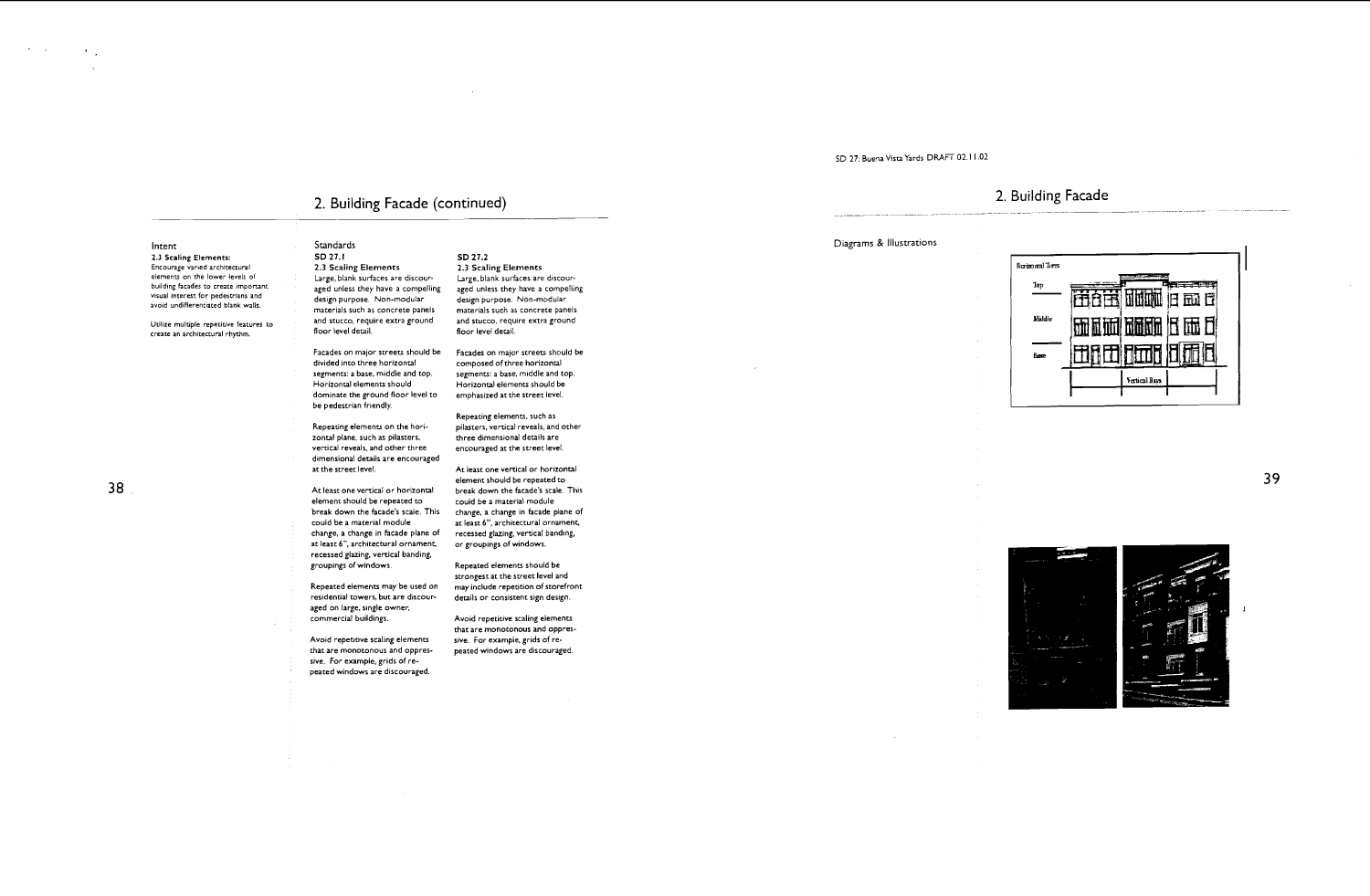## 2. Building Facade (continued)

### Intent

**2.3 Scaling Elements:**
Encourage varied architectural elements on the lower levels of building facades to create important visual interest for pedestrians and avoid undifferentiated blank walls.

Utilize multiple repetitive features to create an architectural rhythm.

### Standards

**SD 27.1**
**2.3 Scaling Elements**
Large, blank surfaces are discouraged unless they have a compelling design purpose. Non-modular materials such as concrete panels and stucco, require extra ground floor level detail.

Facades on major streets should be divided into three horizontal segments: a base, middle and top. Horizontal elements should dominate the ground floor level to be pedestrian friendly.

Repeating elements on the horizontal plane, such as pilasters, vertical reveals, and other three dimensional details are encouraged at the street level.

At least one vertical or horizontal element should be repeated to break down the facade's scale. This could be a material module change, a change in facade plane of at least 6", architectural ornament, recessed glazing, vertical banding, groupings of windows.

Repeated elements may be used on residential towers, but are discouraged on large, single owner, commercial buildings.

Avoid repetitive scaling elements that are monotonous and oppressive. For example, grids of repeated windows are discouraged.

**SD 27.2**
**2.3 Scaling Elements**
Large, blank surfaces are discouraged unless they have a compelling design purpose. Non-modular materials such as concrete panels and stucco, require extra ground floor level detail.

Facades on major streets should be composed of three horizontal segments: a base, middle and top. Horizontal elements should be emphasized at the street level.

Repeating elements, such as pilasters, vertical reveals, and other three dimensional details are encouraged at the street level.

At least one vertical or horizontal element should be repeated to break down the facade's scale. This could be a material module change, a change in facade plane of at least 6", architectural ornament, recessed glazing, vertical banding, or groupings of windows.

Repeated elements should be strongest at the street level and may include repetition of storefront details or consistent sign design.

Avoid repetitive scaling elements that are monotonous and oppressive. For example, grids of repeated windows are discouraged.

SD 27: Buena Vista Yards DRAFT 02.11.02

## 2. Building Facade

Diagrams & Illustrations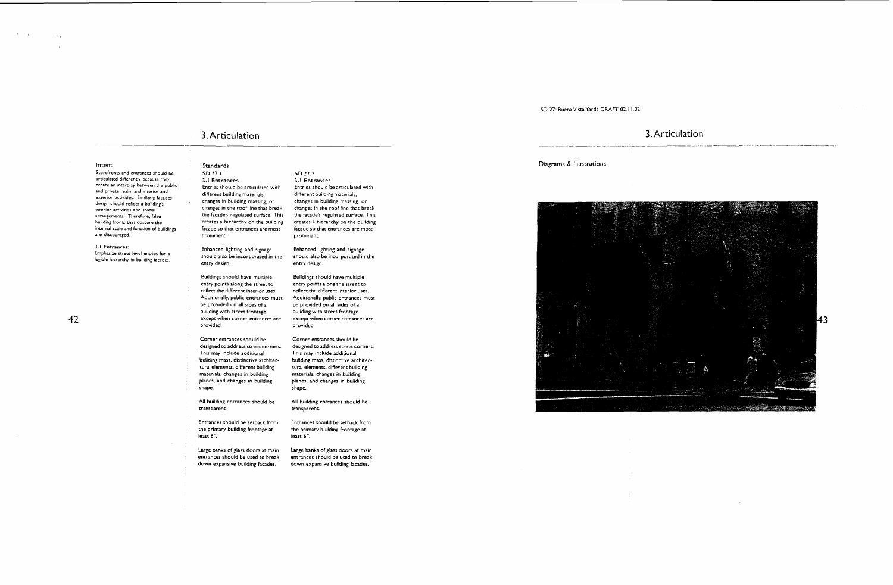# 3. Articulation

## Intent

Storefronts and entrances should be articulated differently because they create an interplay between the public and private realm and interior and exterior activities. Similarly, facades design should reflect a building's interior activities and spatial arrangements. Therefore, false building fronts that obscure the internal scale and function of buildings are discouraged.

**3.1 Entrances:**
Emphasize street level entries for a legible hierarchy in building facades.

## Standards

### SD 27.1

**3.1 Entrances**

Entries should be articulated with different building materials, changes in building massing, or changes in the roof line that break the facade's regulated surface. This creates a hierarchy on the building facade so that entrances are most prominent.

Enhanced lighting and signage should also be incorporated in the entry design.

Buildings should have multiple entry points along the street to reflect the different interior uses. Additionally, public entrances must be provided on all sides of a building with street frontage except when corner entrances are provided.

Corner entrances should be designed to address street corners. This may include additional building mass, distinctive architectural elements, different building materials, changes in building planes, and changes in building shape.

All building entrances should be transparent.

Entrances should be setback from the primary building frontage at least 6".

Large banks of glass doors at main entrances should be used to break down expansive building facades.

### SD 27.2

**3.1 Entrances**

Entries should be articulated with different building materials, changes in building massing, or changes in the roof line that break the facade's regulated surface. This creates a hierarchy on the building facade so that entrances are most prominent.

Enhanced lighting and signage should also be incorporated in the entry design.

Buildings should have multiple entry points along the street to reflect the different interior uses. Additionally, public entrances must be provided on all sides of a building with street frontage except when corner entrances are provided.

Corner entrances should be designed to address street corners. This may include additional building mass, distinctive architectural elements, different building materials, changes in building planes, and changes in building shape.

All building entrances should be transparent.

Entrances should be setback from the primary building frontage at least 6".

Large banks of glass doors at main entrances should be used to break down expansive building facades.

# 3. Articulation

Diagrams & Illustrations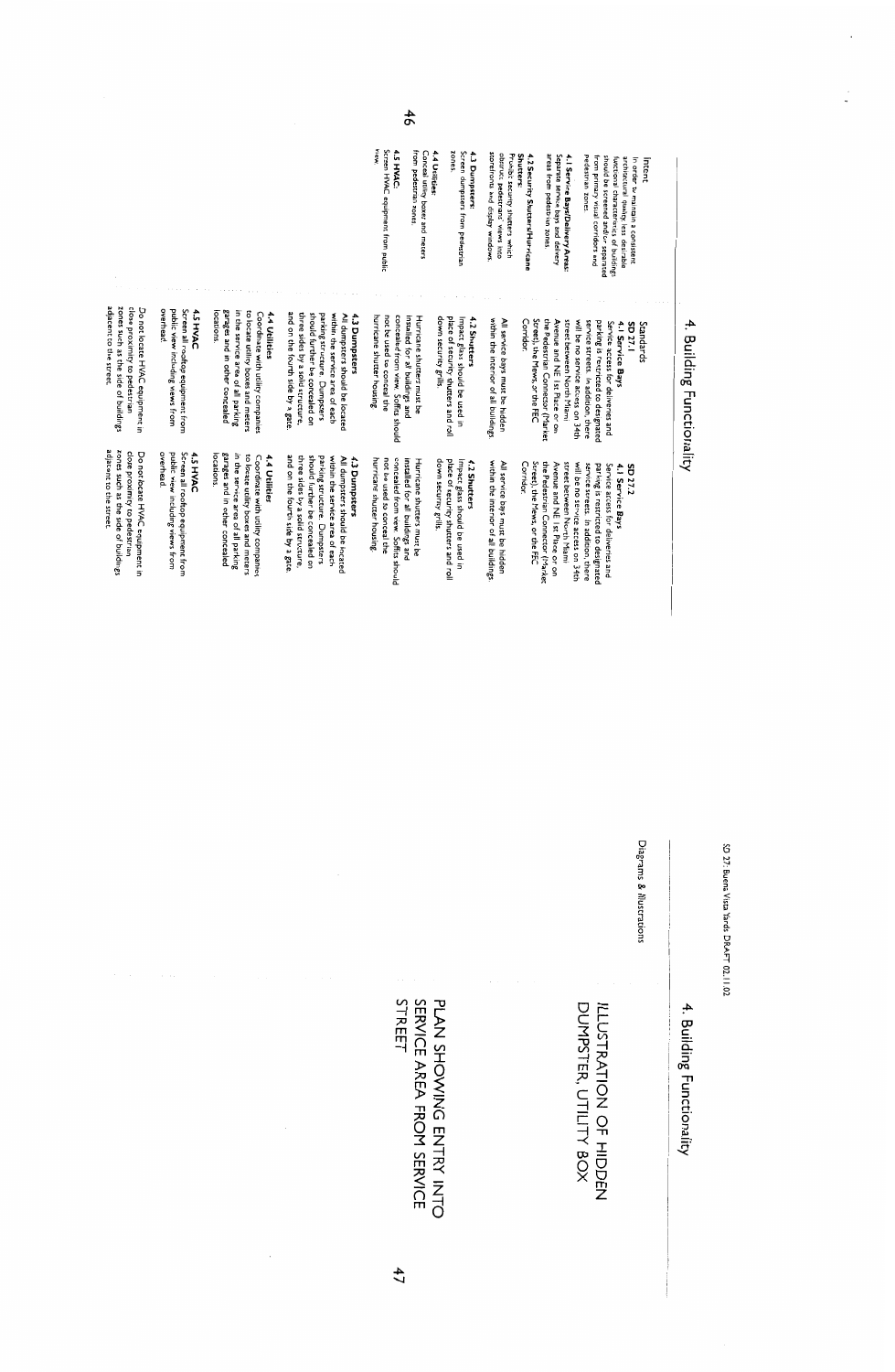# 4. Building Functionality

## Intent

In order to maintain a consistent architectural quality, less desirable functional characteristics of buildings should be screened and/or separated from primary visual corridors and pedestrian zones.

**4.1 Service Bays/Delivery Areas:** Separate service bays and delivery areas from pedestrian zones.

**4.2 Security Shutters/Hurricane Shutters:** Prohibit security shutters which obstruct pedestrians' views into storefronts and display windows.

**4.3 Dumpsters:** Screen dumpsters from pedestrian zones.

**4.4 Utilities:** Conceal utility boxes and meters from pedestrian zones.

**4.5 HVAC:** Screen HVAC equipment from public view.

## Standards

### SD 27.1

**4.1 Service Bays**

Service access for deliveries and parking is restricted to designated service streets. In addition, there will be no service access on 34th street between North Miami Avenue and NE 1st Place or on the Pedestrian Connector (Market Street), the Mews, or the FEC Corridor.

All service bays must be hidden within the interior of all buildings.

**4.2 Shutters**

Impact glass should be used in place of security shutters and roll down security grills.

Hurricane shutters must be installed for all buildings and concealed from view. Soffits should not be used to conceal the hurricane shutter housing.

**4.3 Dumpsters**

All dumpsters should be located within the service area of each parking structure. Dumpsters should further be concealed on three sides by a solid structure, and on the fourth side by a gate.

**4.4 Utilities**

Coordinate with utility companies to locate utility boxes and meters in the service area of all parking garages and in other concealed locations.

**4.5 HVAC**

Screen all rooftop equipment from public view including views from overhead.

Do not locate HVAC equipment in close proximity to pedestrian zones such as the side of buildings adjacent to the street.

### SD 27.2

**4.1 Service Bays**

Service access for deliveries and parking is restricted to designated service streets. In addition, there will be no service access on 34th street between North Miami Avenue and NE 1st Place or on the Pedestrian Connector (Market Street), the Mews, or the FEC Corridor.

All service bays must be hidden within the interior of all buildings.

**4.2 Shutters**

Impact glass should be used in place of security shutters and roll down security grills.

Hurricane shutters must be installed for all buildings and concealed from view. Soffits should not be used to conceal the hurricane shutter housing.

**4.3 Dumpsters**

All dumpsters should be located within the service area of each parking structure. Dumpsters should further be concealed on three sides by a solid structure, and on the fourth side by a gate.

**4.4 Utilities**

Coordinate with utility companies to locate utility boxes and meters in the service area of all parking garages and in other concealed locations.

**4.5 HVAC**

Screen all rooftop equipment from public view including views from overhead.

Do not locate HVAC equipment in close proximity to pedestrian zones such as the side of buildings adjacent to the street.

# 4. Building Functionality

## Diagrams & Illustrations

ILLUSTRATION OF HIDDEN DUMPSTER, UTILITY BOX

PLAN SHOWING ENTRY INTO SERVICE AREA FROM SERVICE STREET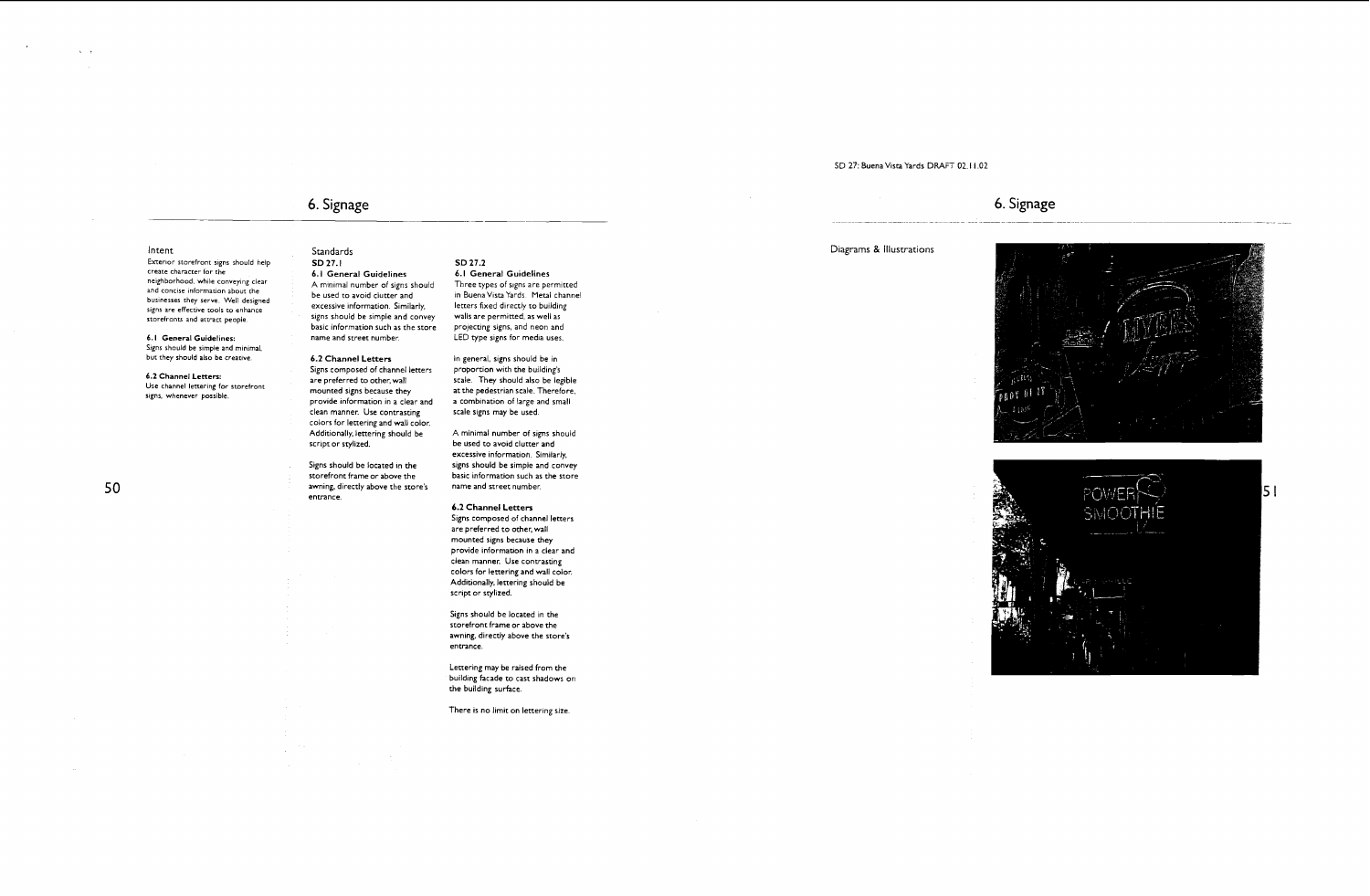# 6. Signage

## Intent

Exterior storefront signs should help create character for the neighborhood, while conveying clear and concise information about the businesses they serve. Well designed signs are effective tools to enhance storefronts and attract people.

**6.1 General Guidelines:**
Signs should be simple and minimal, but they should also be creative.

**6.2 Channel Letters:**
Use channel lettering for storefront signs, whenever possible.

## Standards

### SD 27.1

**6.1 General Guidelines**

A minimal number of signs should be used to avoid clutter and excessive information. Similarly, signs should be simple and convey basic information such as the store name and street number.

**6.2 Channel Letters**

Signs composed of channel letters are preferred to other, wall mounted signs because they provide information in a clear and clean manner. Use contrasting colors for lettering and wall color. Additionally, lettering should be script or stylized.

Signs should be located in the storefront frame or above the awning, directly above the store's entrance.

### SD 27.2

**6.1 General Guidelines**

Three types of signs are permitted in Buena Vista Yards. Metal channel letters fixed directly to building walls are permitted, as well as projecting signs, and neon and LED type signs for media uses.

In general, signs should be in proportion with the building's scale. They should also be legible at the pedestrian scale. Therefore, a combination of large and small scale signs may be used.

A minimal number of signs should be used to avoid clutter and excessive information. Similarly, signs should be simple and convey basic information such as the store name and street number.

**6.2 Channel Letters**

Signs composed of channel letters are preferred to other, wall mounted signs because they provide information in a clear and clean manner. Use contrasting colors for lettering and wall color. Additionally, lettering should be script or stylized.

Signs should be located in the storefront frame or above the awning, directly above the store's entrance.

Lettering may be raised from the building facade to cast shadows on the building surface.

There is no limit on lettering size.

# 6. Signage

Diagrams & Illustrations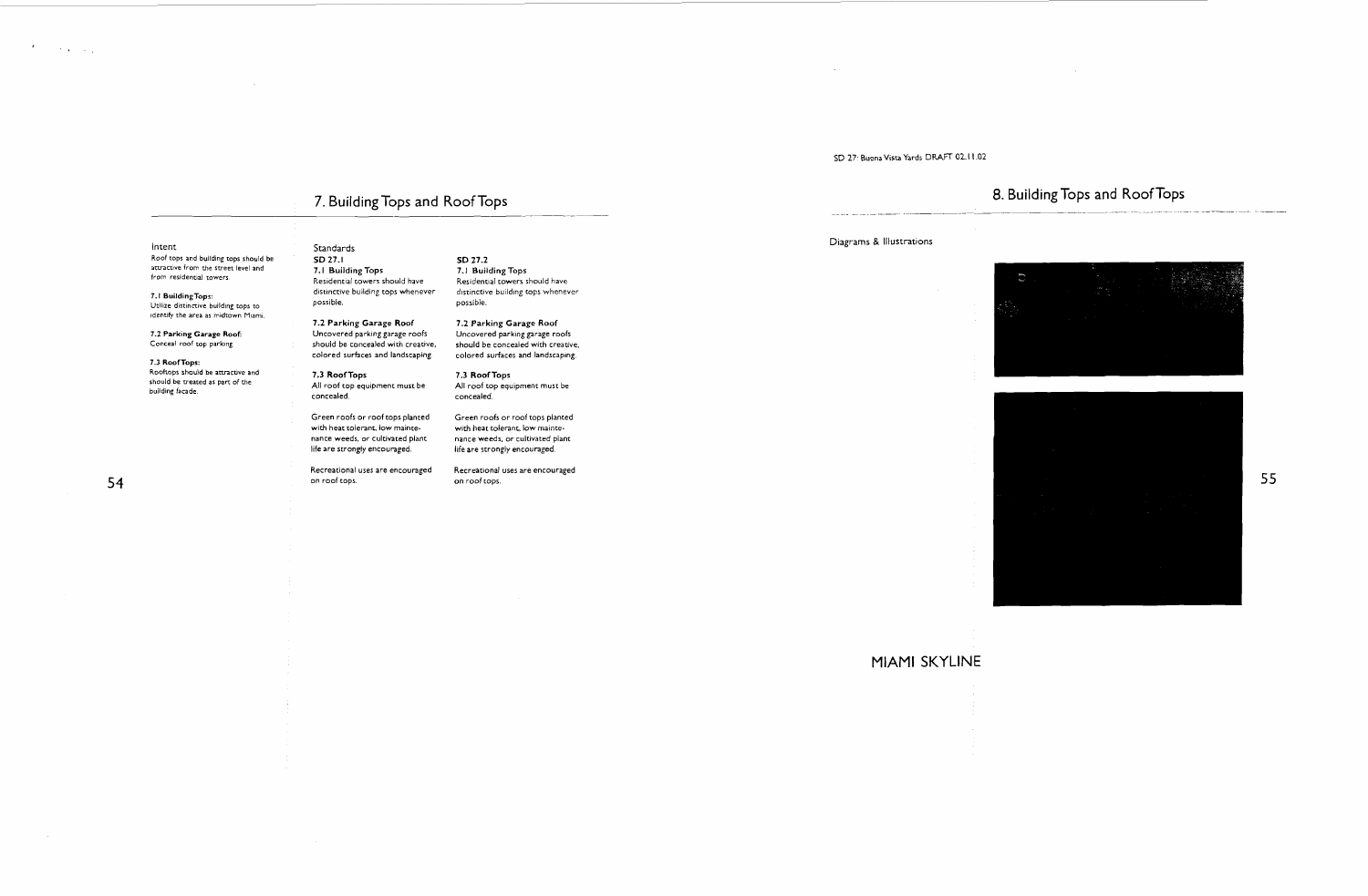# 7. Building Tops and Roof Tops

Intent

Roof tops and building tops should be attractive from the street level and from residential towers.

**7.1 Building Tops:**
Utilize distinctive building tops to identify the area as midtown Miami.

**7.2 Parking Garage Roof:**
Conceal roof top parking.

**7.3 Roof Tops:**
Rooftops should be attractive and should be treated as part of the building facade.

Standards

**SD 27.1**

**7.1 Building Tops**
Residential towers should have distinctive building tops whenever possible.

**7.2 Parking Garage Roof**
Uncovered parking garage roofs should be concealed with creative, colored surfaces and landscaping.

**7.3 Roof Tops**
All roof top equipment must be concealed.

Green roofs or roof tops planted with heat tolerant, low maintenance weeds, or cultivated plant life are strongly encouraged.

Recreational uses are encouraged on roof tops.

**SD 27.2**

**7.1 Building Tops**
Residential towers should have distinctive building tops whenever possible.

**7.2 Parking Garage Roof**
Uncovered parking garage roofs should be concealed with creative, colored surfaces and landscaping.

**7.3 Roof Tops**
All roof top equipment must be concealed.

Green roofs or roof tops planted with heat tolerant, low maintenance weeds, or cultivated plant life are strongly encouraged.

Recreational uses are encouraged on roof tops.

# 8. Building Tops and Roof Tops

Diagrams & Illustrations

MIAMI SKYLINE